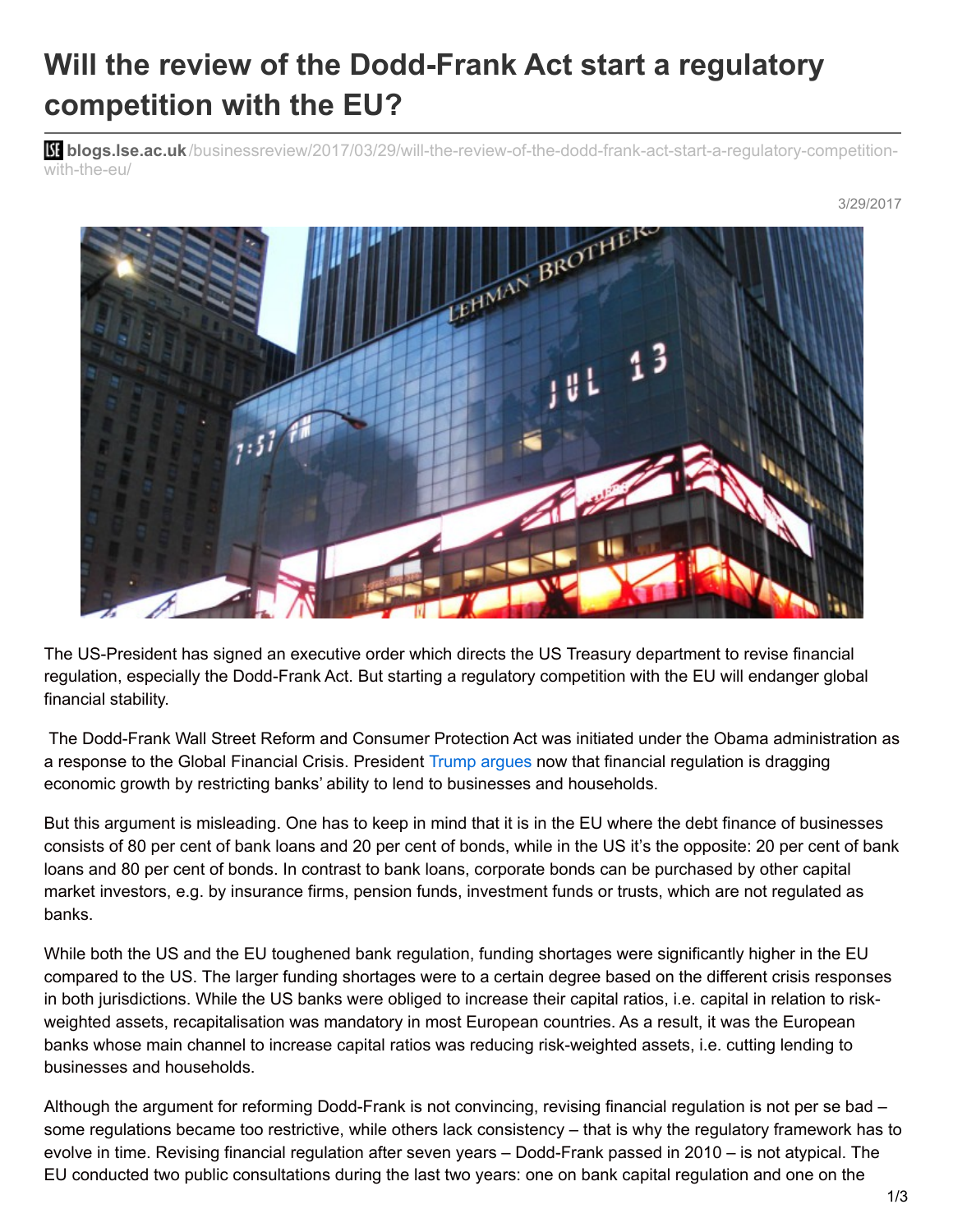# Will the review of the Dodd-Frank Act start a regulatory competition with the EU?

**blogs.lse.ac.uk**/businessreview/2017/03/29/will-the-review-of-the-dodd-frank-act-start-a-regulatory-competition-with-the-eu/

3/29/2017

The US-President has signed an executive order which directs the US Treasury department to revise financial regulation, especially the Dodd-Frank Act. But starting a regulatory competition with the EU will endanger global financial stability.

The Dodd-Frank Wall Street Reform and Consumer Protection Act was initiated under the Obama administration as a response to the Global Financial Crisis. President Trump argues now that financial regulation is dragging economic growth by restricting banks' ability to lend to businesses and households.

But this argument is misleading. One has to keep in mind that it is in the EU where the debt finance of businesses consists of 80 per cent of bank loans and 20 per cent of bonds, while in the US it's the opposite: 20 per cent of bank loans and 80 per cent of bonds. In contrast to bank loans, corporate bonds can be purchased by other capital market investors, e.g. by insurance firms, pension funds, investment funds or trusts, which are not regulated as banks.

While both the US and the EU toughened bank regulation, funding shortages were significantly higher in the EU compared to the US. The larger funding shortages were to a certain degree based on the different crisis responses in both jurisdictions. While the US banks were obliged to increase their capital ratios, i.e. capital in relation to risk-weighted assets, recapitalisation was mandatory in most European countries. As a result, it was the European banks whose main channel to increase capital ratios was reducing risk-weighted assets, i.e. cutting lending to businesses and households.

Although the argument for reforming Dodd-Frank is not convincing, revising financial regulation is not per se bad – some regulations became too restrictive, while others lack consistency – that is why the regulatory framework has to evolve in time. Revising financial regulation after seven years – Dodd-Frank passed in 2010 – is not atypical. The EU conducted two public consultations during the last two years: one on bank capital regulation and one on the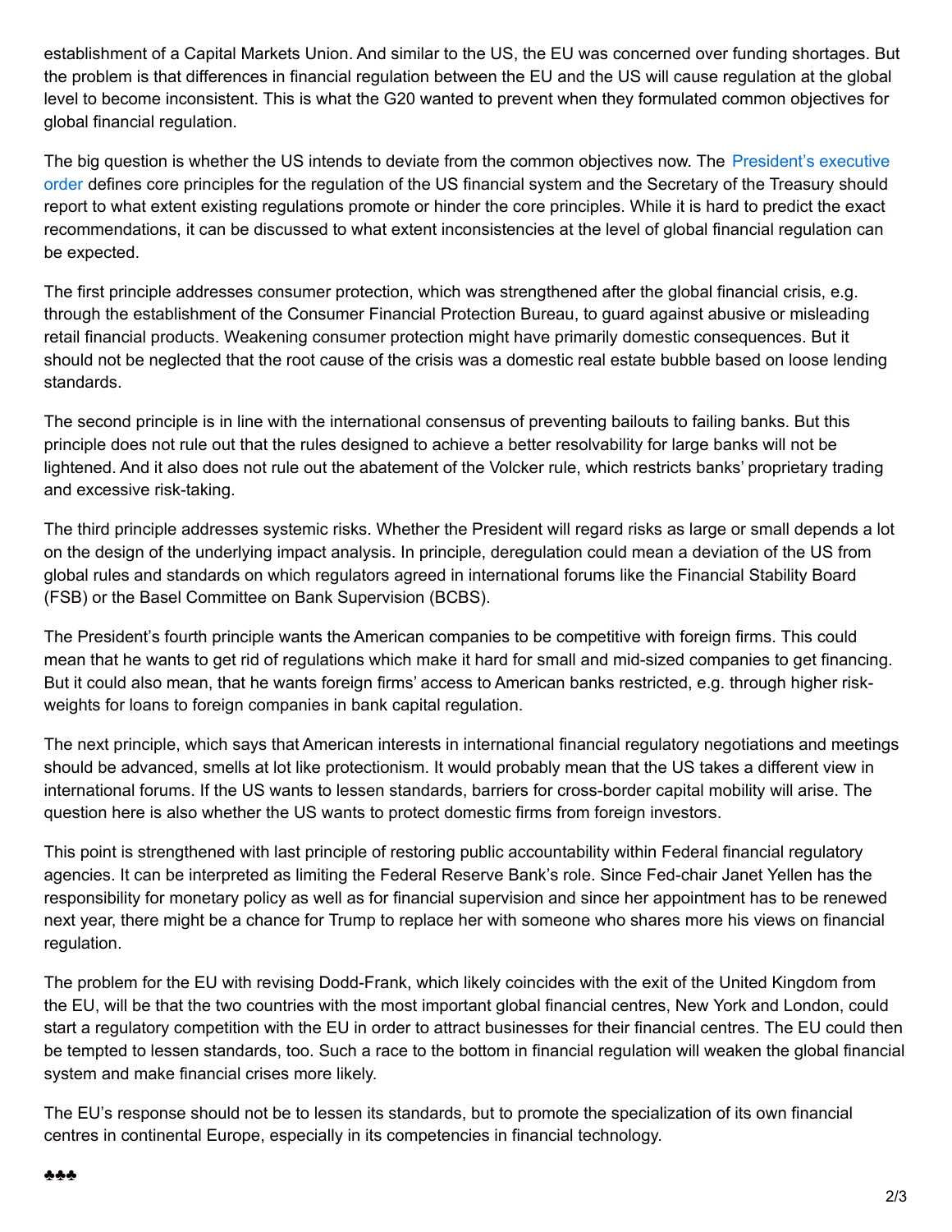establishment of a Capital Markets Union. And similar to the US, the EU was concerned over funding shortages. But the problem is that differences in financial regulation between the EU and the US will cause regulation at the global level to become inconsistent. This is what the G20 wanted to prevent when they formulated common objectives for global financial regulation.

The big question is whether the US intends to deviate from the common objectives now. The President's executive order defines core principles for the regulation of the US financial system and the Secretary of the Treasury should report to what extent existing regulations promote or hinder the core principles. While it is hard to predict the exact recommendations, it can be discussed to what extent inconsistencies at the level of global financial regulation can be expected.

The first principle addresses consumer protection, which was strengthened after the global financial crisis, e.g. through the establishment of the Consumer Financial Protection Bureau, to guard against abusive or misleading retail financial products. Weakening consumer protection might have primarily domestic consequences. But it should not be neglected that the root cause of the crisis was a domestic real estate bubble based on loose lending standards.

The second principle is in line with the international consensus of preventing bailouts to failing banks. But this principle does not rule out that the rules designed to achieve a better resolvability for large banks will not be lightened. And it also does not rule out the abatement of the Volcker rule, which restricts banks' proprietary trading and excessive risk-taking.

The third principle addresses systemic risks. Whether the President will regard risks as large or small depends a lot on the design of the underlying impact analysis. In principle, deregulation could mean a deviation of the US from global rules and standards on which regulators agreed in international forums like the Financial Stability Board (FSB) or the Basel Committee on Bank Supervision (BCBS).

The President's fourth principle wants the American companies to be competitive with foreign firms. This could mean that he wants to get rid of regulations which make it hard for small and mid-sized companies to get financing. But it could also mean, that he wants foreign firms' access to American banks restricted, e.g. through higher risk-weights for loans to foreign companies in bank capital regulation.

The next principle, which says that American interests in international financial regulatory negotiations and meetings should be advanced, smells at lot like protectionism. It would probably mean that the US takes a different view in international forums. If the US wants to lessen standards, barriers for cross-border capital mobility will arise. The question here is also whether the US wants to protect domestic firms from foreign investors.

This point is strengthened with last principle of restoring public accountability within Federal financial regulatory agencies. It can be interpreted as limiting the Federal Reserve Bank's role. Since Fed-chair Janet Yellen has the responsibility for monetary policy as well as for financial supervision and since her appointment has to be renewed next year, there might be a chance for Trump to replace her with someone who shares more his views on financial regulation.

The problem for the EU with revising Dodd-Frank, which likely coincides with the exit of the United Kingdom from the EU, will be that the two countries with the most important global financial centres, New York and London, could start a regulatory competition with the EU in order to attract businesses for their financial centres. The EU could then be tempted to lessen standards, too. Such a race to the bottom in financial regulation will weaken the global financial system and make financial crises more likely.

The EU's response should not be to lessen its standards, but to promote the specialization of its own financial centres in continental Europe, especially in its competencies in financial technology.

♣♣♣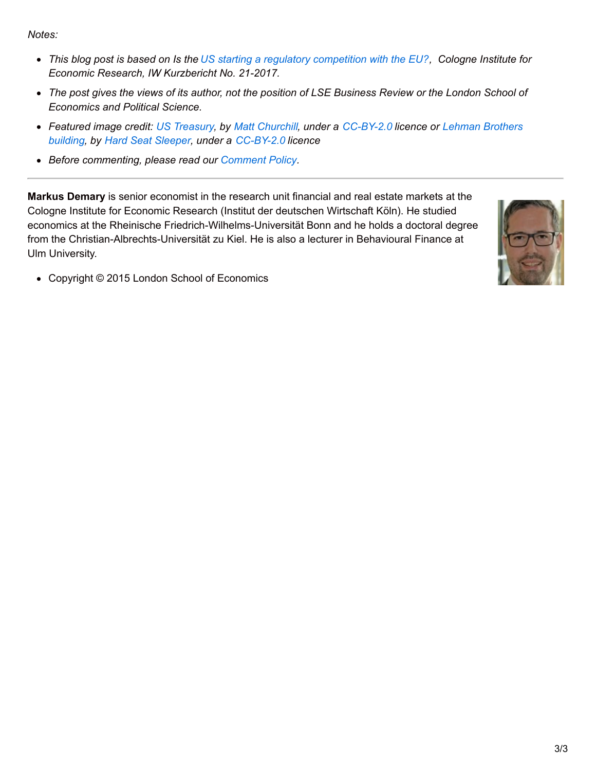*Notes:*

- *This blog post is based on Is the US starting a regulatory competition with the EU?, Cologne Institute for Economic Research, IW Kurzbericht No. 21-2017.*
- *The post gives the views of its author, not the position of LSE Business Review or the London School of Economics and Political Science.*
- *Featured image credit: US Treasury, by Matt Churchill, under a CC-BY-2.0 licence or Lehman Brothers building, by Hard Seat Sleeper, under a CC-BY-2.0 licence*
- *Before commenting, please read our Comment Policy.*

---

**Markus Demary** is senior economist in the research unit financial and real estate markets at the Cologne Institute for Economic Research (Institut der deutschen Wirtschaft Köln). He studied economics at the Rheinische Friedrich-Wilhelms-Universität Bonn and he holds a doctoral degree from the Christian-Albrechts-Universität zu Kiel. He is also a lecturer in Behavioural Finance at Ulm University.

- Copyright © 2015 London School of Economics